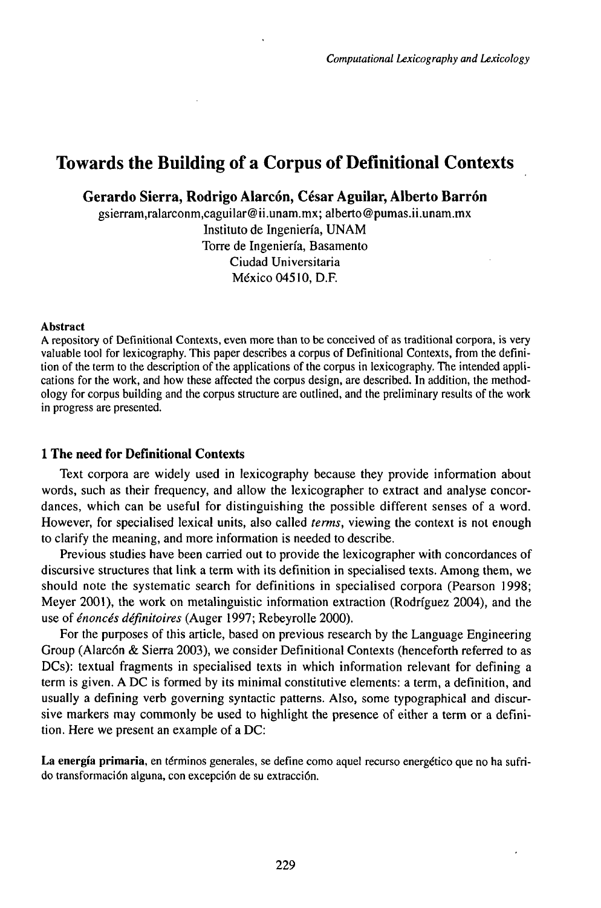# Towards the Building of a Corpus of Definitional Contexts

**Gerardo Sierra, Rodrigo Alarcón, César Aguilar, Alberto Barrón**

gsierram,ralarconm,caguilar@ii.unam.mx; alberto@pumas.ii.unam.mx
Instituto de Ingeniería, UNAM
Torre de Ingeniería, Basamento
Ciudad Universitaria
México 04510, D.F.

**Abstract**

A repository of Definitional Contexts, even more than to be conceived of as traditional corpora, is very valuable tool for lexicography. This paper describes a corpus of Definitional Contexts, from the definition of the term to the description of the applications of the corpus in lexicography. The intended applications for the work, and how these affected the corpus design, are described. In addition, the methodology for corpus building and the corpus structure are outlined, and the preliminary results of the work in progress are presented.

## 1 The need for Definitional Contexts

Text corpora are widely used in lexicography because they provide information about words, such as their frequency, and allow the lexicographer to extract and analyse concordances, which can be useful for distinguishing the possible different senses of a word. However, for specialised lexical units, also called *terms*, viewing the context is not enough to clarify the meaning, and more information is needed to describe.

Previous studies have been carried out to provide the lexicographer with concordances of discursive structures that link a term with its definition in specialised texts. Among them, we should note the systematic search for definitions in specialised corpora (Pearson 1998; Meyer 2001), the work on metalinguistic information extraction (Rodríguez 2004), and the use of *énoncés définitoires* (Auger 1997; Rebeyrolle 2000).

For the purposes of this article, based on previous research by the Language Engineering Group (Alarcón & Sierra 2003), we consider Definitional Contexts (henceforth referred to as DCs): textual fragments in specialised texts in which information relevant for defining a term is given. A DC is formed by its minimal constitutive elements: a term, a definition, and usually a defining verb governing syntactic patterns. Also, some typographical and discursive markers may commonly be used to highlight the presence of either a term or a definition. Here we present an example of a DC:

**La energía primaria**, en términos generales, se define como aquel recurso energético que no ha sufrido transformación alguna, con excepción de su extracción.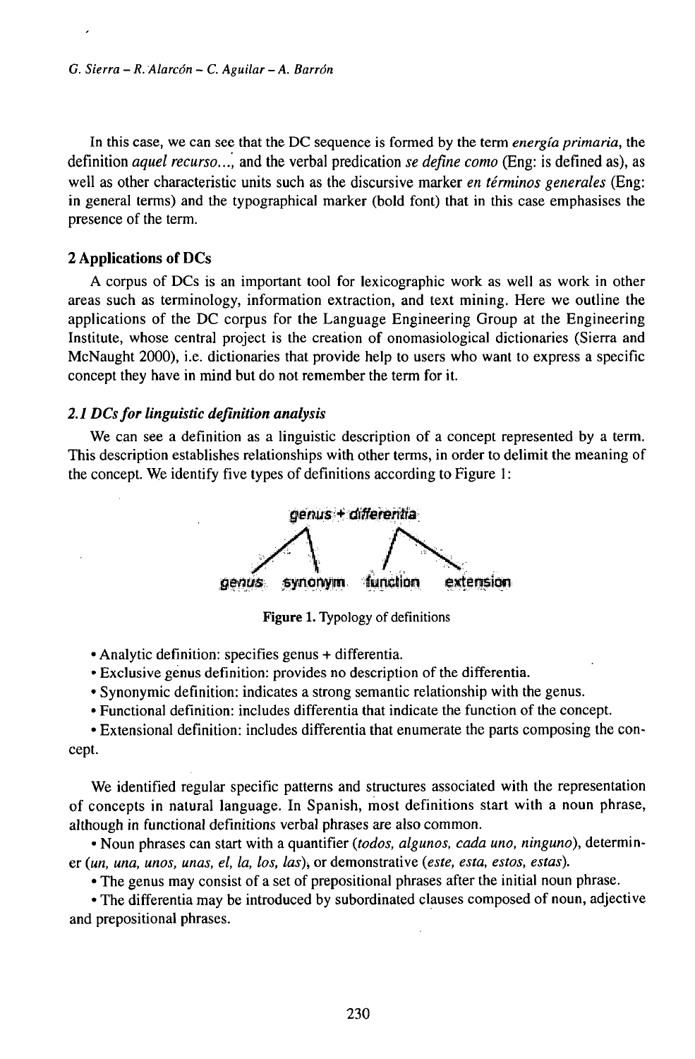In this case, we can see that the DC sequence is formed by the term *energía primaria*, the definition *aquel recurso...*, and the verbal predication *se define como* (Eng: is defined as), as well as other characteristic units such as the discursive marker *en términos generales* (Eng: in general terms) and the typographical marker (bold font) that in this case emphasises the presence of the term.

## 2 Applications of DCs

A corpus of DCs is an important tool for lexicographic work as well as work in other areas such as terminology, information extraction, and text mining. Here we outline the applications of the DC corpus for the Language Engineering Group at the Engineering Institute, whose central project is the creation of onomasiological dictionaries (Sierra and McNaught 2000), i.e. dictionaries that provide help to users who want to express a specific concept they have in mind but do not remember the term for it.

### *2.1 DCs for linguistic definition analysis*

We can see a definition as a linguistic description of a concept represented by a term. This description establishes relationships with other terms, in order to delimit the meaning of the concept. We identify five types of definitions according to Figure 1:

genus + differentia

genus    synonym    function    extension

**Figure 1.** Typology of definitions

- Analytic definition: specifies genus + differentia.
- Exclusive genus definition: provides no description of the differentia.
- Synonymic definition: indicates a strong semantic relationship with the genus.
- Functional definition: includes differentia that indicate the function of the concept.
- Extensional definition: includes differentia that enumerate the parts composing the concept.

We identified regular specific patterns and structures associated with the representation of concepts in natural language. In Spanish, most definitions start with a noun phrase, although in functional definitions verbal phrases are also common.

- Noun phrases can start with a quantifier (*todos, algunos, cada uno, ninguno*), determiner (*un, una, unos, unas, el, la, los, las*), or demonstrative (*este, esta, estos, estas*).
- The genus may consist of a set of prepositional phrases after the initial noun phrase.
- The differentia may be introduced by subordinated clauses composed of noun, adjective and prepositional phrases.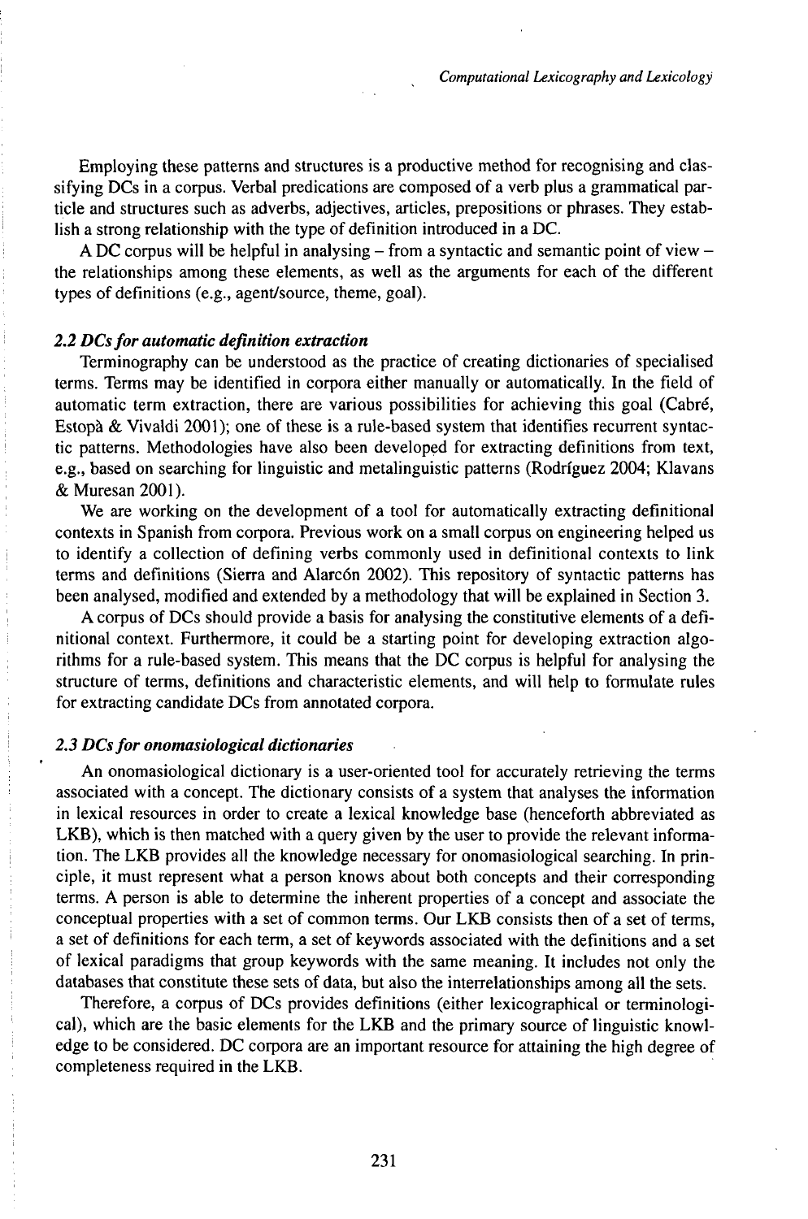Employing these patterns and structures is a productive method for recognising and classifying DCs in a corpus. Verbal predications are composed of a verb plus a grammatical particle and structures such as adverbs, adjectives, articles, prepositions or phrases. They establish a strong relationship with the type of definition introduced in a DC.

A DC corpus will be helpful in analysing – from a syntactic and semantic point of view – the relationships among these elements, as well as the arguments for each of the different types of definitions (e.g., agent/source, theme, goal).

### *2.2 DCs for automatic definition extraction*

Terminography can be understood as the practice of creating dictionaries of specialised terms. Terms may be identified in corpora either manually or automatically. In the field of automatic term extraction, there are various possibilities for achieving this goal (Cabré, Estopà & Vivaldi 2001); one of these is a rule-based system that identifies recurrent syntactic patterns. Methodologies have also been developed for extracting definitions from text, e.g., based on searching for linguistic and metalinguistic patterns (Rodríguez 2004; Klavans & Muresan 2001).

We are working on the development of a tool for automatically extracting definitional contexts in Spanish from corpora. Previous work on a small corpus on engineering helped us to identify a collection of defining verbs commonly used in definitional contexts to link terms and definitions (Sierra and Alarcón 2002). This repository of syntactic patterns has been analysed, modified and extended by a methodology that will be explained in Section 3.

A corpus of DCs should provide a basis for analysing the constitutive elements of a definitional context. Furthermore, it could be a starting point for developing extraction algorithms for a rule-based system. This means that the DC corpus is helpful for analysing the structure of terms, definitions and characteristic elements, and will help to formulate rules for extracting candidate DCs from annotated corpora.

### *2.3 DCs for onomasiological dictionaries*

An onomasiological dictionary is a user-oriented tool for accurately retrieving the terms associated with a concept. The dictionary consists of a system that analyses the information in lexical resources in order to create a lexical knowledge base (henceforth abbreviated as LKB), which is then matched with a query given by the user to provide the relevant information. The LKB provides all the knowledge necessary for onomasiological searching. In principle, it must represent what a person knows about both concepts and their corresponding terms. A person is able to determine the inherent properties of a concept and associate the conceptual properties with a set of common terms. Our LKB consists then of a set of terms, a set of definitions for each term, a set of keywords associated with the definitions and a set of lexical paradigms that group keywords with the same meaning. It includes not only the databases that constitute these sets of data, but also the interrelationships among all the sets.

Therefore, a corpus of DCs provides definitions (either lexicographical or terminological), which are the basic elements for the LKB and the primary source of linguistic knowledge to be considered. DC corpora are an important resource for attaining the high degree of completeness required in the LKB.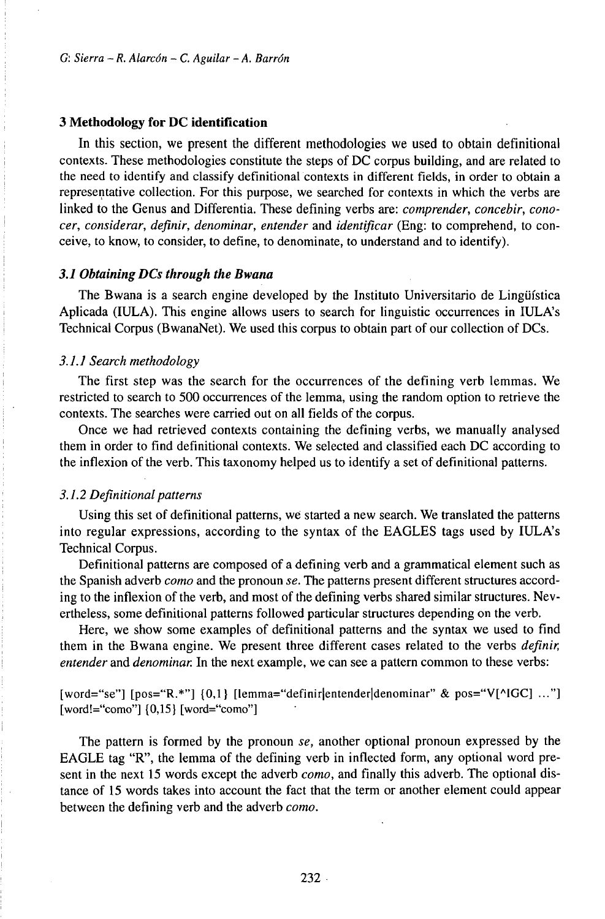## 3 Methodology for DC identification

In this section, we present the different methodologies we used to obtain definitional contexts. These methodologies constitute the steps of DC corpus building, and are related to the need to identify and classify definitional contexts in different fields, in order to obtain a representative collection. For this purpose, we searched for contexts in which the verbs are linked to the Genus and Differentia. These defining verbs are: *comprender, concebir, conocer, considerar, definir, denominar, entender* and *identificar* (Eng: to comprehend, to conceive, to know, to consider, to define, to denominate, to understand and to identify).

### *3.1 Obtaining DCs through the Bwana*

The Bwana is a search engine developed by the Instituto Universitario de Lingüística Aplicada (IULA). This engine allows users to search for linguistic occurrences in IULA's Technical Corpus (BwanaNet). We used this corpus to obtain part of our collection of DCs.

#### *3.1.1 Search methodology*

The first step was the search for the occurrences of the defining verb lemmas. We restricted to search to 500 occurrences of the lemma, using the random option to retrieve the contexts. The searches were carried out on all fields of the corpus.

Once we had retrieved contexts containing the defining verbs, we manually analysed them in order to find definitional contexts. We selected and classified each DC according to the inflexion of the verb. This taxonomy helped us to identify a set of definitional patterns.

#### *3.1.2 Definitional patterns*

Using this set of definitional patterns, we started a new search. We translated the patterns into regular expressions, according to the syntax of the EAGLES tags used by IULA's Technical Corpus.

Definitional patterns are composed of a defining verb and a grammatical element such as the Spanish adverb *como* and the pronoun *se*. The patterns present different structures according to the inflexion of the verb, and most of the defining verbs shared similar structures. Nevertheless, some definitional patterns followed particular structures depending on the verb.

Here, we show some examples of definitional patterns and the syntax we used to find them in the Bwana engine. We present three different cases related to the verbs *definir, entender* and *denominar*. In the next example, we can see a pattern common to these verbs:

```
[word="se"] [pos="R.*"] {0,1} [lemma="definir|entender|denominar" & pos="V[^IGC] ..."]
[word!="como"] {0,15} [word="como"]
```

The pattern is formed by the pronoun *se*, another optional pronoun expressed by the EAGLE tag "R", the lemma of the defining verb in inflected form, any optional word present in the next 15 words except the adverb *como*, and finally this adverb. The optional distance of 15 words takes into account the fact that the term or another element could appear between the defining verb and the adverb *como*.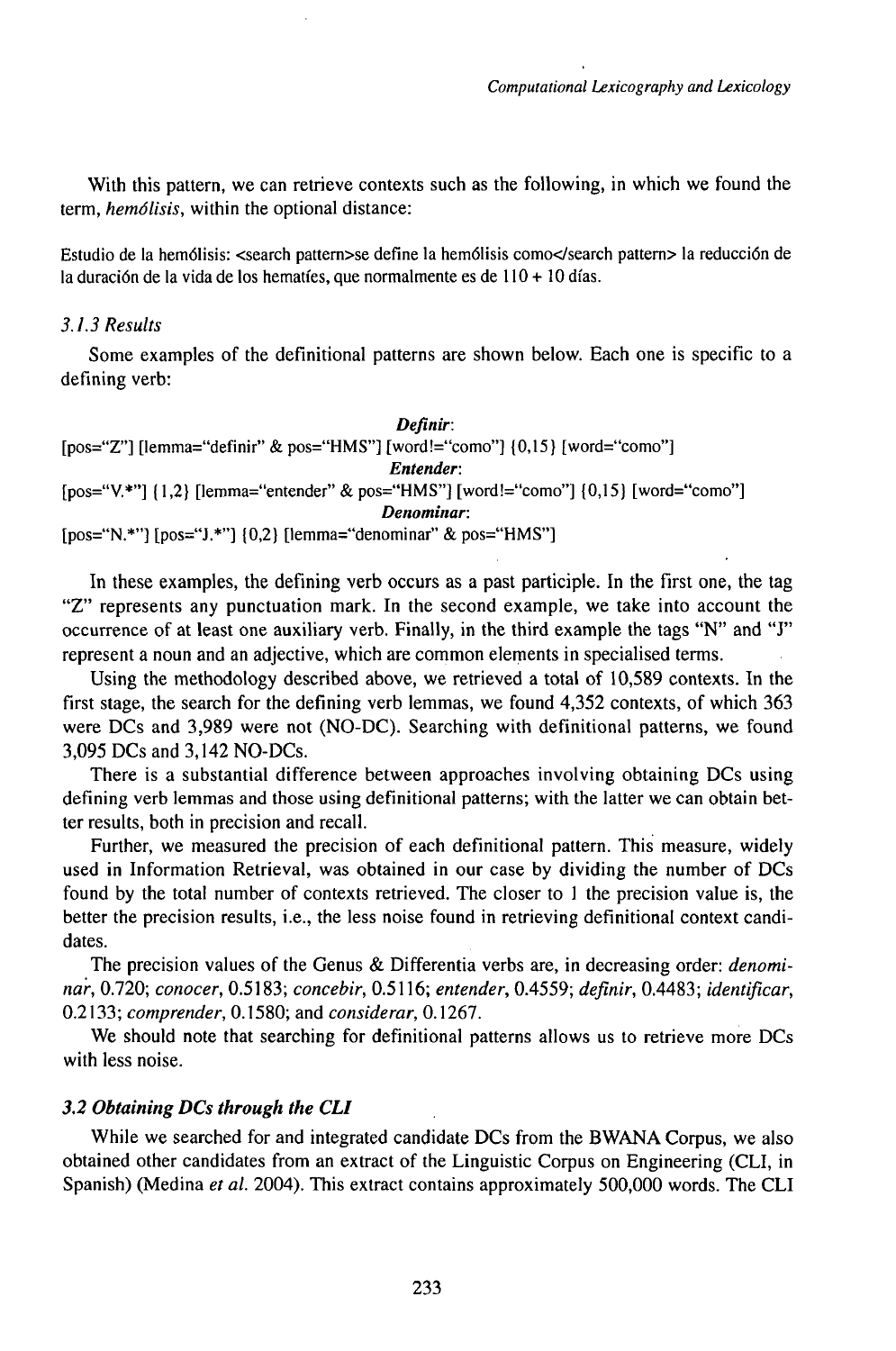With this pattern, we can retrieve contexts such as the following, in which we found the term, *hemólisis*, within the optional distance:

Estudio de la hemólisis: <search pattern>se define la hemólisis como</search pattern> la reducción de la duración de la vida de los hematíes, que normalmente es de 110 + 10 días.

### 3.1.3 Results

Some examples of the definitional patterns are shown below. Each one is specific to a defining verb:

***Definir*:**

```
[pos="Z"] [lemma="definir" & pos="HMS"] [word!="como"] {0,15} [word="como"]
```

***Entender*:**

```
[pos="V.*"] {1,2} [lemma="entender" & pos="HMS"] [word!="como"] {0,15} [word="como"]
```

***Denominar*:**

```
[pos="N.*"] [pos="J.*"] {0,2} [lemma="denominar" & pos="HMS"]
```

In these examples, the defining verb occurs as a past participle. In the first one, the tag "Z" represents any punctuation mark. In the second example, we take into account the occurrence of at least one auxiliary verb. Finally, in the third example the tags "N" and "J" represent a noun and an adjective, which are common elements in specialised terms.

Using the methodology described above, we retrieved a total of 10,589 contexts. In the first stage, the search for the defining verb lemmas, we found 4,352 contexts, of which 363 were DCs and 3,989 were not (NO-DC). Searching with definitional patterns, we found 3,095 DCs and 3,142 NO-DCs.

There is a substantial difference between approaches involving obtaining DCs using defining verb lemmas and those using definitional patterns; with the latter we can obtain better results, both in precision and recall.

Further, we measured the precision of each definitional pattern. This measure, widely used in Information Retrieval, was obtained in our case by dividing the number of DCs found by the total number of contexts retrieved. The closer to 1 the precision value is, the better the precision results, i.e., the less noise found in retrieving definitional context candidates.

The precision values of the Genus & Differentia verbs are, in decreasing order: *denominar*, 0.720; *conocer*, 0.5183; *concebir*, 0.5116; *entender*, 0.4559; *definir*, 0.4483; *identificar*, 0.2133; *comprender*, 0.1580; and *considerar*, 0.1267.

We should note that searching for definitional patterns allows us to retrieve more DCs with less noise.

### *3.2 Obtaining DCs through the CLI*

While we searched for and integrated candidate DCs from the BWANA Corpus, we also obtained other candidates from an extract of the Linguistic Corpus on Engineering (CLI, in Spanish) (Medina *et al.* 2004). This extract contains approximately 500,000 words. The CLI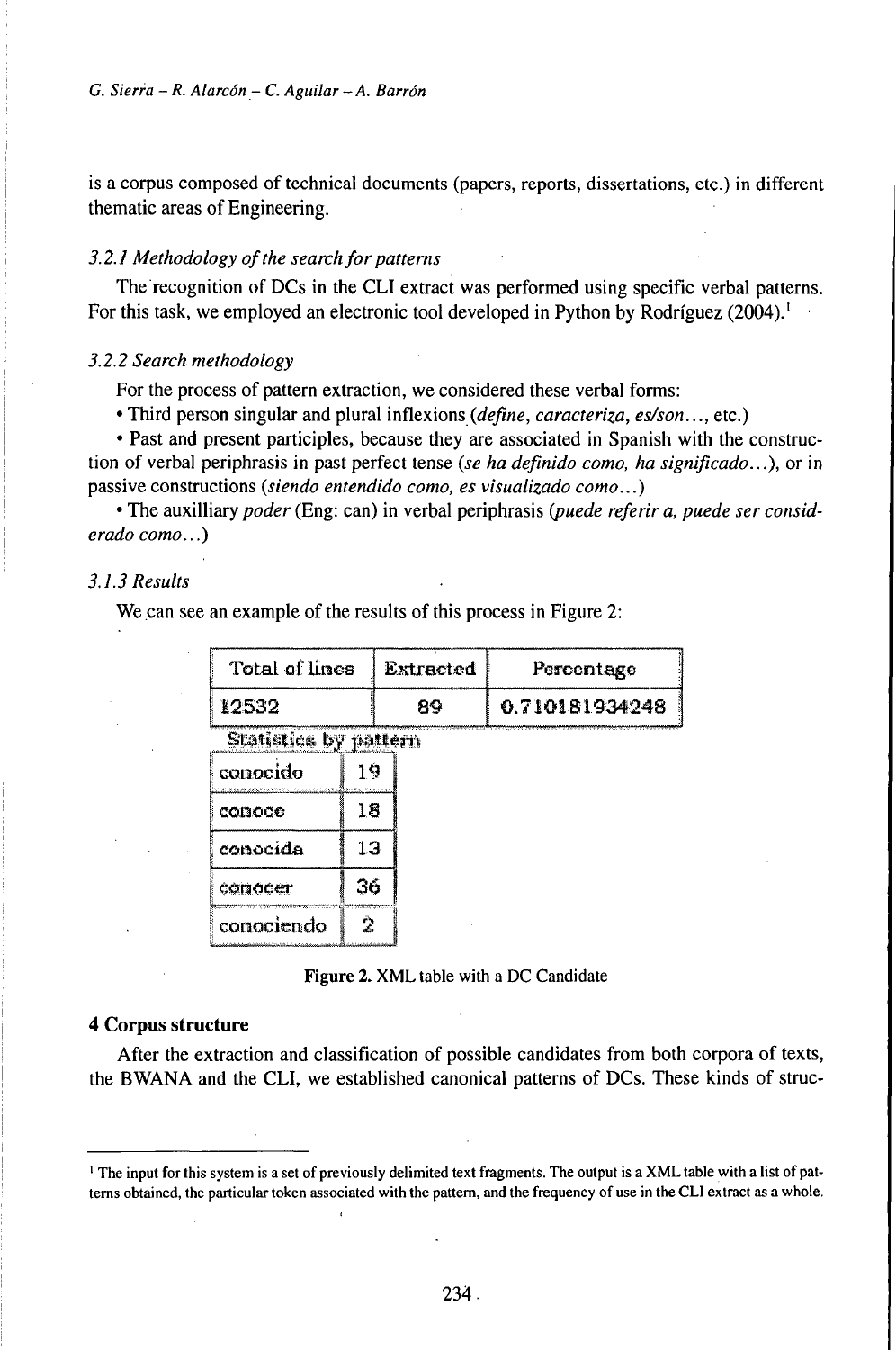is a corpus composed of technical documents (papers, reports, dissertations, etc.) in different thematic areas of Engineering.

### *3.2.1 Methodology of the search for patterns*

The recognition of DCs in the CLI extract was performed using specific verbal patterns. For this task, we employed an electronic tool developed in Python by Rodríguez (2004).[1]

### *3.2.2 Search methodology*

For the process of pattern extraction, we considered these verbal forms:

• Third person singular and plural inflexions (*define*, *caracteriza*, *es/son*..., etc.)

• Past and present participles, because they are associated in Spanish with the construction of verbal periphrasis in past perfect tense (*se ha definido como, ha significado*...), or in passive constructions (*siendo entendido como, es visualizado como*...)

• The auxilliary *poder* (Eng: can) in verbal periphrasis (*puede referir a, puede ser considerado como*...)

### *3.1.3 Results*

We can see an example of the results of this process in Figure 2:

| Total of lines | Extracted | Percentage |
|---|---|---|
| 12532 | 89 | 0.710181934248 |

Statistics by pattern

| | |
|---|---|
| conocido | 19 |
| conoce | 18 |
| conocida | 13 |
| conocer | 36 |
| conociendo | 2 |

**Figure 2.** XML table with a DC Candidate

## 4 Corpus structure

After the extraction and classification of possible candidates from both corpora of texts, the BWANA and the CLI, we established canonical patterns of DCs. These kinds of struc-

[1] The input for this system is a set of previously delimited text fragments. The output is a XML table with a list of patterns obtained, the particular token associated with the pattern, and the frequency of use in the CLI extract as a whole.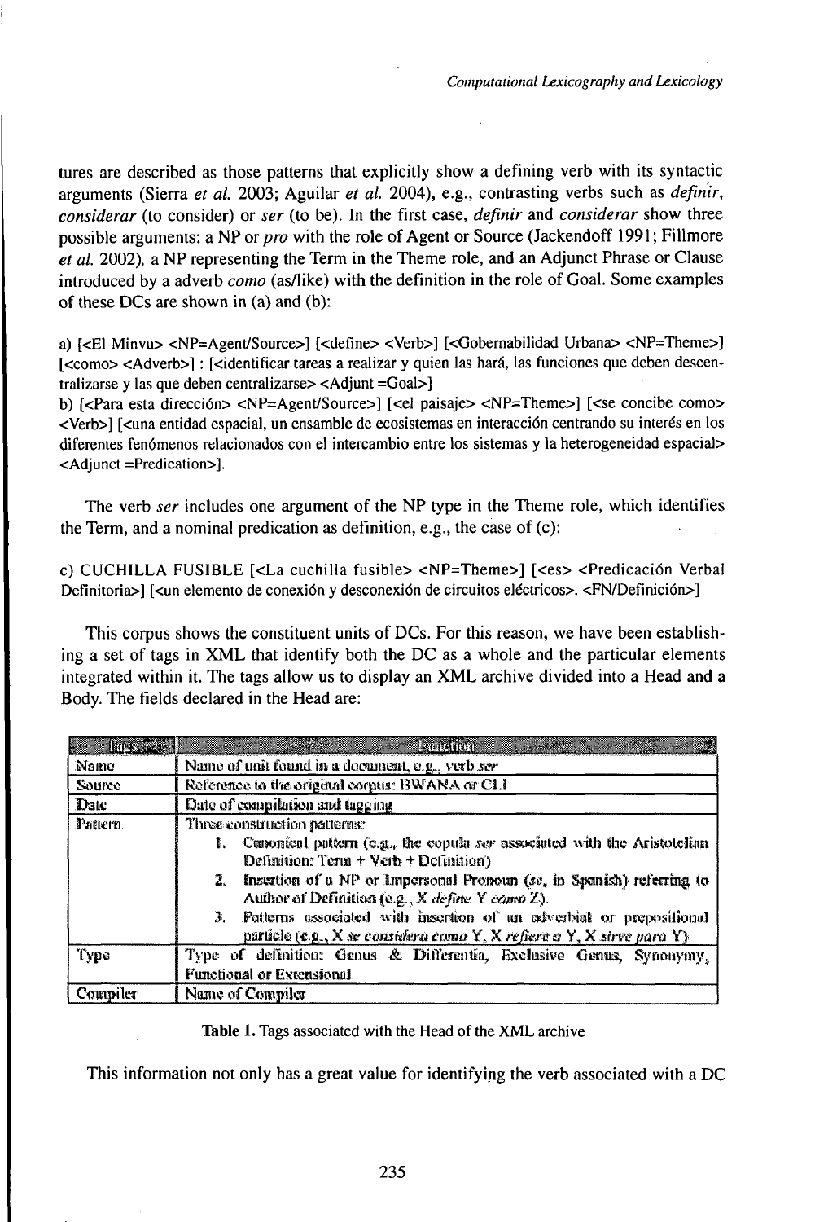tures are described as those patterns that explicitly show a defining verb with its syntactic arguments (Sierra *et al.* 2003; Aguilar *et al.* 2004), e.g., contrasting verbs such as *definir*, *considerar* (to consider) or *ser* (to be). In the first case, *definir* and *considerar* show three possible arguments: a NP or *pro* with the role of Agent or Source (Jackendoff 1991; Fillmore *et al.* 2002), a NP representing the Term in the Theme role, and an Adjunct Phrase or Clause introduced by a adverb *como* (as/like) with the definition in the role of Goal. Some examples of these DCs are shown in (a) and (b):

a) [<El Minvu> <NP=Agent/Source>] [<define> <Verb>] [<Gobernabilidad Urbana> <NP=Theme>] [<como> <Adverb>] : [<identificar tareas a realizar y quien las hará, las funciones que deben descentralizarse y las que deben centralizarse> <Adjunt =Goal>]

b) [<Para esta dirección> <NP=Agent/Source>] [<el paisaje> <NP=Theme>] [<se concibe como> <Verb>] [<una entidad espacial, un ensamble de ecosistemas en interacción centrando su interés en los diferentes fenómenos relacionados con el intercambio entre los sistemas y la heterogeneidad espacial> <Adjunct =Predication>].

The verb *ser* includes one argument of the NP type in the Theme role, which identifies the Term, and a nominal predication as definition, e.g., the case of (c):

c) CUCHILLA FUSIBLE [<La cuchilla fusible> <NP=Theme>] [<es> <Predicación Verbal Definitoria>] [<un elemento de conexión y desconexión de circuitos eléctricos>. <FN/Definición>]

This corpus shows the constituent units of DCs. For this reason, we have been establishing a set of tags in XML that identify both the DC as a whole and the particular elements integrated within it. The tags allow us to display an XML archive divided into a Head and a Body. The fields declared in the Head are:

| Tags | Function |
|---|---|
| Name | Name of unit found in a document, e.g., verb *ser* |
| Source | Reference to the original corpus: BWANA or CLI |
| Date | Date of compilation and tagging |
| Pattern | Three construction patterns:<br>1. Canonical pattern (e.g., the copula *ser* associated with the Aristotelian Definition: Term + Verb + Definition)<br>2. Insertion of a NP or Impersonal Pronoun (*se*, in Spanish) referring to Author of Definition (e.g., X *define* Y *como* Z).<br>3. Patterns associated with insertion of an adverbial or prepositional particle (e.g., X *se considera como* Y, X *refiere a* Y, X *sirve para* Y) |
| Type | Type of definition: Genus & Differentia, Exclusive Genus, Synonymy, Functional or Extensional |
| Compiler | Name of Compiler |

**Table 1.** Tags associated with the Head of the XML archive

This information not only has a great value for identifying the verb associated with a DC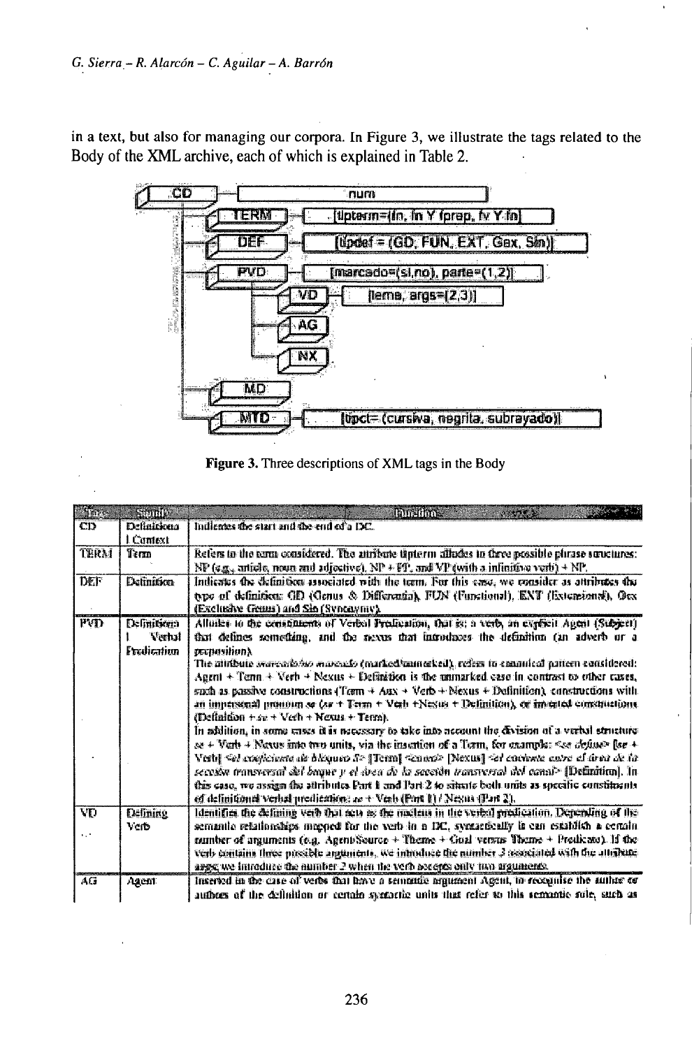in a text, but also for managing our corpora. In Figure 3, we illustrate the tags related to the Body of the XML archive, each of which is explained in Table 2.

```
CD ── [num]
 ├── TERM ── [tipterm=(fn, fn Y fprep, fv Y fn)]
 ├── DEF ── [tipdef = (GD, FUN, EXT, Gex, Sin)]
 ├── PVD ── [marcado=(si,no), parte=(1,2)]
 │    ├── VD ── [lema, args=(2,3)]
 │    ├── AG
 │    └── NX
 ├── MD
 └── MTD ── [tipct= (cursiva, negrita, subrayado)]
```

**Figure 3.** Three descriptions of XML tags in the Body

| Tag | Signify | Function |
|---|---|---|
| CD | Definitional Context | Indicates the start and the end of a DC. |
| TERM | Term | Refers to the term considered. The attribute tipterm alludes to three possible phrase structures: NP (e.g., article, noun and adjective), NP + PP, and VP (with a infinitive verb) + NP. |
| DEF | Definition | Indicates the definition associated with the term. For this case, we consider as attributes the type of definition: GD (Genus & Differentia), FUN (Functional), EXT (Extensional), Gex (Exclusive Genus) and Sin (Synonymy). |
| PVD | Definitional Verbal Predication | Alludes to the constituents of Verbal Predication, that is: a verb, an explicit Agent (Subject) that defines something, and the nexus that introduces the definition (an adverb or a preposition).<br>The attribute *marcado/no marcado* (marked/unmarked), refers to canonical pattern considered: Agent + Term + Verb + Nexus + Definition is the unmarked case in contrast to other cases, such as passive constructions (Term + Aux + Verb + Nexus + Definition), constructions with an impersonal pronoun *se* (*se* + Term + Verb + Nexus + Definition), or inverted constructions (Definition + *se* + Verb + Nexus + Term).<br>In addition, in some cases it is necessary to take into account the division of a verbal structure *se* + Verb + Nexus into two units, via the insertion of a Term, for example: <*se define*> [*se* + Verb] <*el coeficiente de bloqueo S*> [Term] <*como*> [Nexus] <*el cociente entre el área de la sección transversal del buque y el área de la sección transversal del canal*> [Definition]. In this case, we assign the attributes Part 1 and Part 2 to situate both units as specific constituents of definitional verbal predication: *se* + Verb (Part 1) / Nexus (Part 2). |
| VD | Defining Verb | Identifies the defining verb that acts as the nucleus in the verbal predication. Depending of the semantic relationships mapped for the verb in a DC, syntactically is can establish a certain number of arguments (e.g. Agent/Source + Theme + Goal versus Theme + Predicate). If the verb contains three possible arguments, we introduce the number 3 associated with the attribute *args*; we introduce the number 2 when the verb accepts only two arguments. |
| AG | Agent | Inserted in the case of verbs that have a semantic argument Agent, to recognise the author or authors of the definition or certain syntactic units that refer to this semantic role, such as |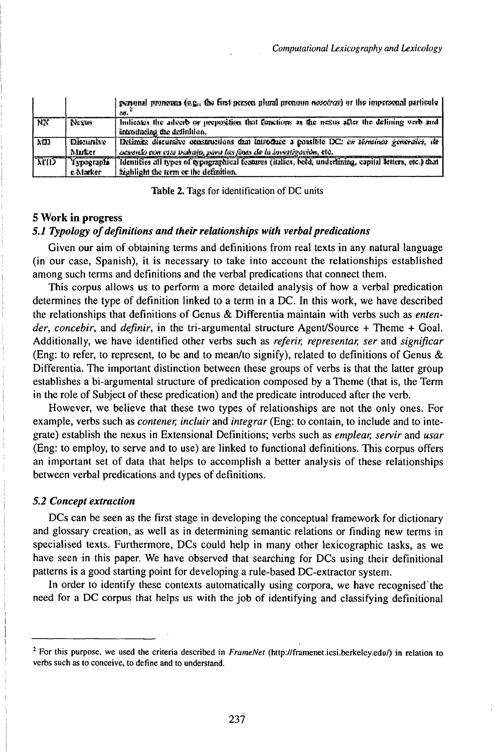| | | personal pronouns (e.g., the first person plural pronoun *nosotros*) or the impersonal particle *se*.[2] |
|---|---|---|
| NX | Nexus | Indicates the adverb or preposition that functions as the nexus after the defining verb and introducing the definition. |
| MD | Discursive Marker | Delimits discursive constructions that introduce a possible DC: *en términos generales*, *de acuerdo con este trabajo*, *para los fines de la investigación*, etc. |
| MTD | Typographic Marker | Identifies all types of typographical features (italics, bold, underlining, capital letters, etc.) that highlight the term or the definition. |

Table 2. Tags for identification of DC units

## 5 Work in progress

### *5.1 Typology of definitions and their relationships with verbal predications*

Given our aim of obtaining terms and definitions from real texts in any natural language (in our case, Spanish), it is necessary to take into account the relationships established among such terms and definitions and the verbal predications that connect them.

This corpus allows us to perform a more detailed analysis of how a verbal predication determines the type of definition linked to a term in a DC. In this work, we have described the relationships that definitions of Genus & Differentia maintain with verbs such as *entender*, *concebir*, and *definir*, in the tri-argumental structure Agent/Source + Theme + Goal. Additionally, we have identified other verbs such as *referir, representar, ser* and *significar* (Eng: to refer, to represent, to be and to mean/to signify), related to definitions of Genus & Differentia. The important distinction between these groups of verbs is that the latter group establishes a bi-argumental structure of predication composed by a Theme (that is, the Term in the role of Subject of these predication) and the predicate introduced after the verb.

However, we believe that these two types of relationships are not the only ones. For example, verbs such as *contener, incluir* and *integrar* (Eng: to contain, to include and to integrate) establish the nexus in Extensional Definitions; verbs such as *emplear, servir* and *usar* (Eng: to employ, to serve and to use) are linked to functional definitions. This corpus offers an important set of data that helps to accomplish a better analysis of these relationships between verbal predications and types of definitions.

### *5.2 Concept extraction*

DCs can be seen as the first stage in developing the conceptual framework for dictionary and glossary creation, as well as in determining semantic relations or finding new terms in specialised texts. Furthermore, DCs could help in many other lexicographic tasks, as we have seen in this paper. We have observed that searching for DCs using their definitional patterns is a good starting point for developing a rule-based DC-extractor system.

In order to identify these contexts automatically using corpora, we have recognised the need for a DC corpus that helps us with the job of identifying and classifying definitional

[2] For this purpose, we used the criteria described in *FrameNet* (http://framenet.icsi.berkeley.edu/) in relation to verbs such as to conceive, to define and to understand.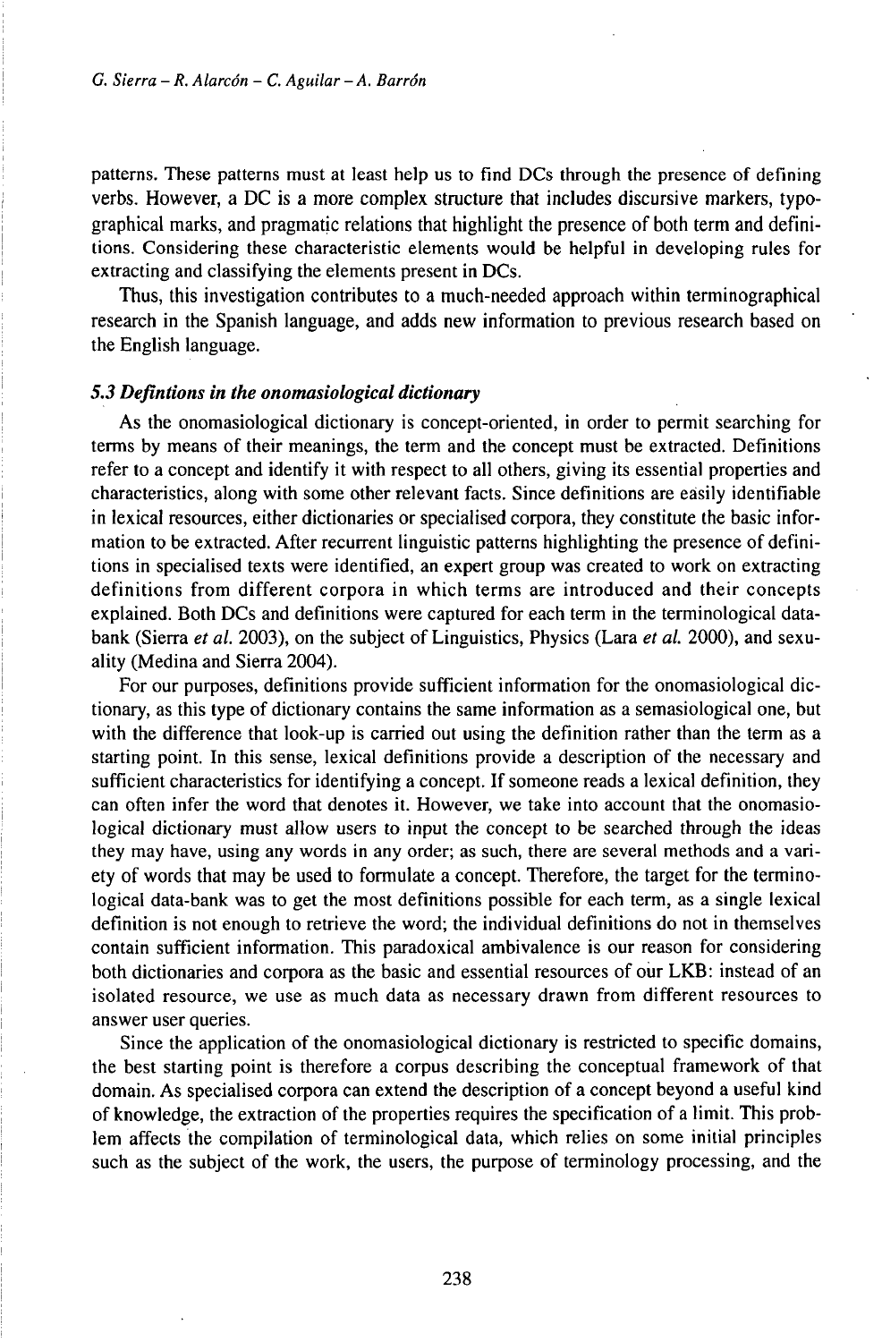patterns. These patterns must at least help us to find DCs through the presence of defining verbs. However, a DC is a more complex structure that includes discursive markers, typographical marks, and pragmatic relations that highlight the presence of both term and definitions. Considering these characteristic elements would be helpful in developing rules for extracting and classifying the elements present in DCs.

Thus, this investigation contributes to a much-needed approach within terminographical research in the Spanish language, and adds new information to previous research based on the English language.

### *5.3 Defintions in the onomasiological dictionary*

As the onomasiological dictionary is concept-oriented, in order to permit searching for terms by means of their meanings, the term and the concept must be extracted. Definitions refer to a concept and identify it with respect to all others, giving its essential properties and characteristics, along with some other relevant facts. Since definitions are easily identifiable in lexical resources, either dictionaries or specialised corpora, they constitute the basic information to be extracted. After recurrent linguistic patterns highlighting the presence of definitions in specialised texts were identified, an expert group was created to work on extracting definitions from different corpora in which terms are introduced and their concepts explained. Both DCs and definitions were captured for each term in the terminological data-bank (Sierra *et al.* 2003), on the subject of Linguistics, Physics (Lara *et al.* 2000), and sexuality (Medina and Sierra 2004).

For our purposes, definitions provide sufficient information for the onomasiological dictionary, as this type of dictionary contains the same information as a semasiological one, but with the difference that look-up is carried out using the definition rather than the term as a starting point. In this sense, lexical definitions provide a description of the necessary and sufficient characteristics for identifying a concept. If someone reads a lexical definition, they can often infer the word that denotes it. However, we take into account that the onomasiological dictionary must allow users to input the concept to be searched through the ideas they may have, using any words in any order; as such, there are several methods and a variety of words that may be used to formulate a concept. Therefore, the target for the terminological data-bank was to get the most definitions possible for each term, as a single lexical definition is not enough to retrieve the word; the individual definitions do not in themselves contain sufficient information. This paradoxical ambivalence is our reason for considering both dictionaries and corpora as the basic and essential resources of our LKB: instead of an isolated resource, we use as much data as necessary drawn from different resources to answer user queries.

Since the application of the onomasiological dictionary is restricted to specific domains, the best starting point is therefore a corpus describing the conceptual framework of that domain. As specialised corpora can extend the description of a concept beyond a useful kind of knowledge, the extraction of the properties requires the specification of a limit. This problem affects the compilation of terminological data, which relies on some initial principles such as the subject of the work, the users, the purpose of terminology processing, and the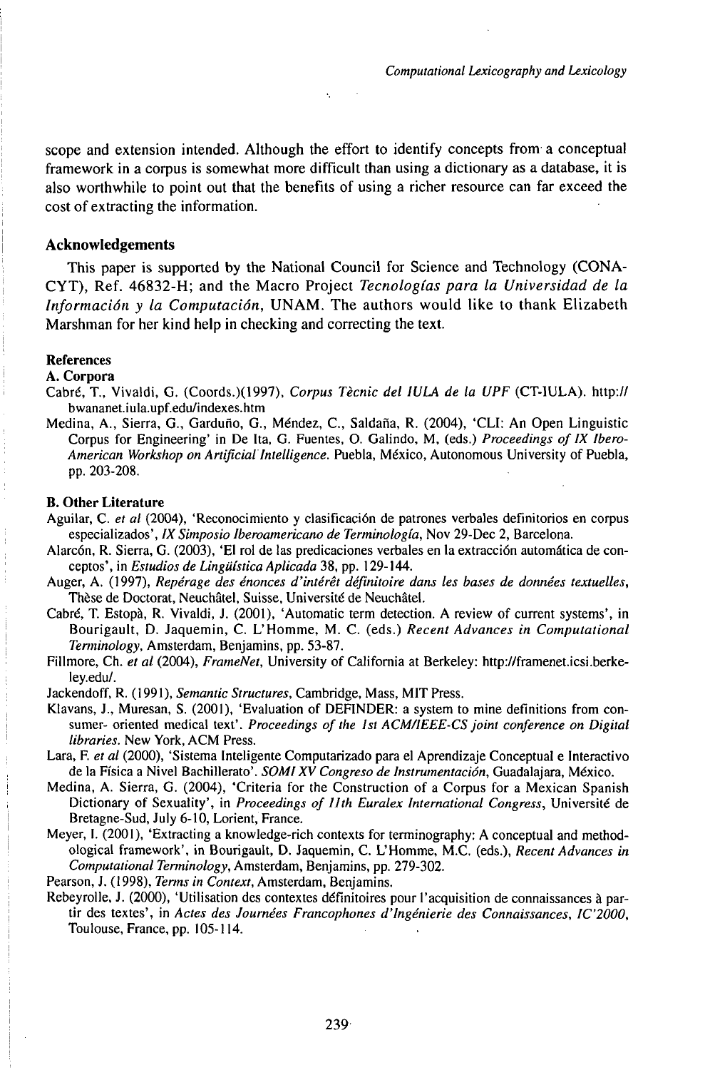scope and extension intended. Although the effort to identify concepts from a conceptual framework in a corpus is somewhat more difficult than using a dictionary as a database, it is also worthwhile to point out that the benefits of using a richer resource can far exceed the cost of extracting the information.

## Acknowledgements

This paper is supported by the National Council for Science and Technology (CONACYT), Ref. 46832-H; and the Macro Project *Tecnologías para la Universidad de la Información y la Computación*, UNAM. The authors would like to thank Elizabeth Marshman for her kind help in checking and correcting the text.

## References

### A. Corpora

Cabré, T., Vivaldi, G. (Coords.)(1997), *Corpus Tècnic del IULA de la UPF* (CT-IULA). http://bwananet.iula.upf.edu/indexes.htm

Medina, A., Sierra, G., Garduño, G., Méndez, C., Saldaña, R. (2004), 'CLI: An Open Linguistic Corpus for Engineering' in De Ita, G. Fuentes, O. Galindo, M, (eds.) *Proceedings of IX Ibero-American Workshop on Artificial Intelligence*. Puebla, México, Autonomous University of Puebla, pp. 203-208.

### B. Other Literature

Aguilar, C. *et al* (2004), 'Reconocimiento y clasificación de patrones verbales definitorios en corpus especializados', *IX Simposio Iberoamericano de Terminología*, Nov 29-Dec 2, Barcelona.

Alarcón, R. Sierra, G. (2003), 'El rol de las predicaciones verbales en la extracción automática de conceptos', in *Estudios de Lingüística Aplicada* 38, pp. 129-144.

Auger, A. (1997), *Repérage des énonces d'intérêt définitoire dans les bases de données textuelles*, Thèse de Doctorat, Neuchâtel, Suisse, Université de Neuchâtel.

Cabré, T. Estopà, R. Vivaldi, J. (2001), 'Automatic term detection. A review of current systems', in Bourigault, D. Jaquemin, C. L'Homme, M. C. (eds.) *Recent Advances in Computational Terminology*, Amsterdam, Benjamins, pp. 53-87.

Fillmore, Ch. *et al* (2004), *FrameNet*, University of California at Berkeley: http://framenet.icsi.berkeley.edu/.

Jackendoff, R. (1991), *Semantic Structures*, Cambridge, Mass, MIT Press.

Klavans, J., Muresan, S. (2001), 'Evaluation of DEFINDER: a system to mine definitions from consumer- oriented medical text'. *Proceedings of the 1st ACM/IEEE-CS joint conference on Digital libraries*. New York, ACM Press.

Lara, F. *et al* (2000), 'Sistema Inteligente Computarizado para el Aprendizaje Conceptual e Interactivo de la Física a Nivel Bachillerato'. *SOMI XV Congreso de Instrumentación*, Guadalajara, México.

Medina, A. Sierra, G. (2004), 'Criteria for the Construction of a Corpus for a Mexican Spanish Dictionary of Sexuality', in *Proceedings of 11th Euralex International Congress*, Université de Bretagne-Sud, July 6-10, Lorient, France.

Meyer, I. (2001), 'Extracting a knowledge-rich contexts for terminography: A conceptual and methodological framework', in Bourigault, D. Jaquemin, C. L'Homme, M.C. (eds.), *Recent Advances in Computational Terminology*, Amsterdam, Benjamins, pp. 279-302.

Pearson, J. (1998), *Terms in Context*, Amsterdam, Benjamins.

Rebeyrolle, J. (2000), 'Utilisation des contextes définitoires pour l'acquisition de connaissances à partir des textes', in *Actes des Journées Francophones d'Ingénierie des Connaissances, IC'2000*, Toulouse, France, pp. 105-114.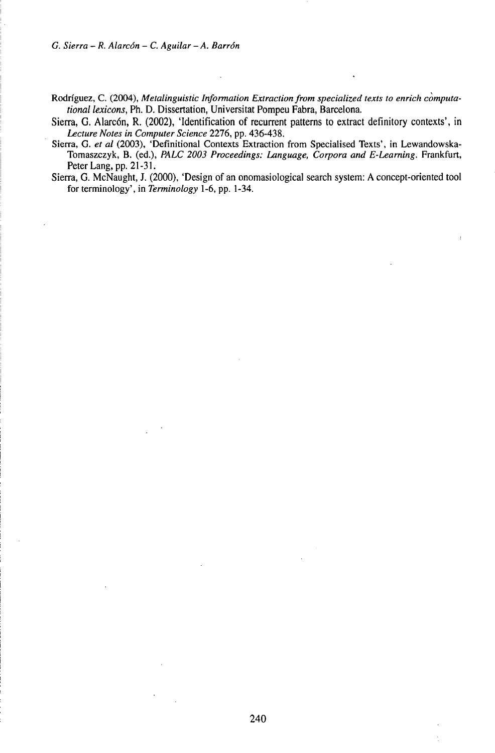Rodríguez, C. (2004), *Metalinguistic Information Extraction from specialized texts to enrich computational lexicons*, Ph. D. Dissertation, Universitat Pompeu Fabra, Barcelona.

Sierra, G. Alarcón, R. (2002), 'Identification of recurrent patterns to extract definitory contexts', in *Lecture Notes in Computer Science* 2276, pp. 436-438.

Sierra, G. *et al* (2003), 'Definitional Contexts Extraction from Specialised Texts', in Lewandowska-Tomaszczyk, B. (ed.), *PALC 2003 Proceedings: Language, Corpora and E-Learning*. Frankfurt, Peter Lang, pp. 21-31.

Sierra, G. McNaught, J. (2000), 'Design of an onomasiological search system: A concept-oriented tool for terminology', in *Terminology* 1-6, pp. 1-34.